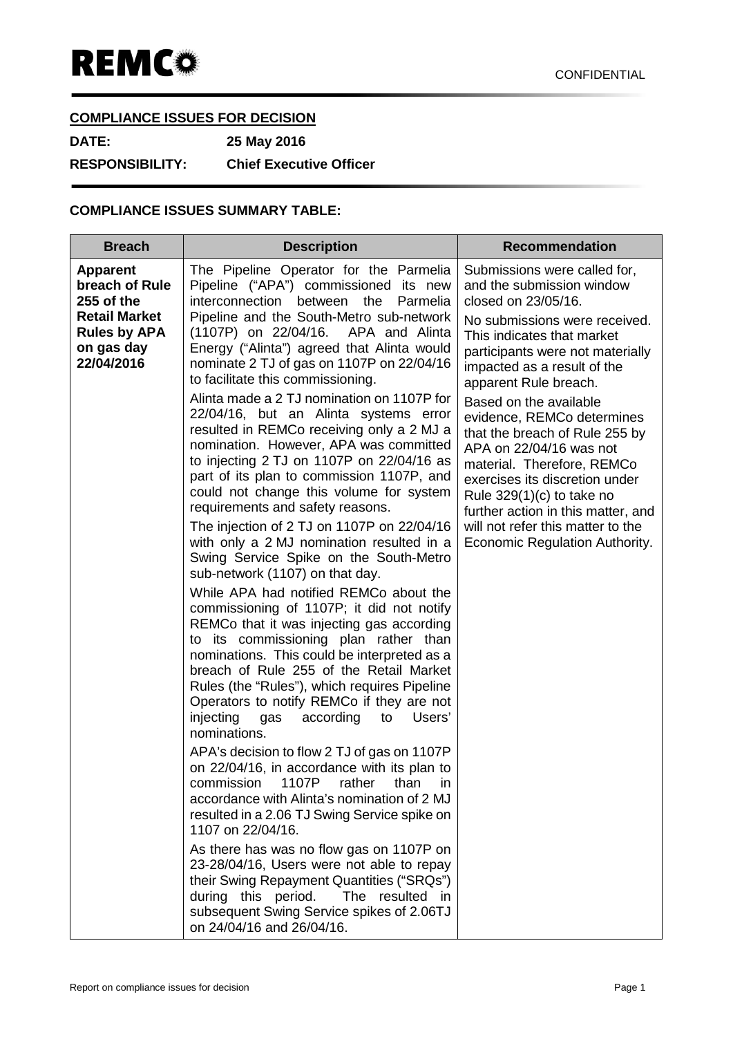**REMCO**

CONFIDENTIAL

**COMPLIANCE ISSUES FOR DECISION**

**DATE:** **25 May 2016**

**RESPONSIBILITY:** **Chief Executive Officer**

**COMPLIANCE ISSUES SUMMARY TABLE:**

| Breach | Description | Recommendation |
| --- | --- | --- |
| **Apparent breach of Rule 255 of the Retail Market Rules by APA on gas day 22/04/2016** | The Pipeline Operator for the Parmelia Pipeline ("APA") commissioned its new interconnection between the Parmelia Pipeline and the South-Metro sub-network (1107P) on 22/04/16. APA and Alinta Energy ("Alinta") agreed that Alinta would nominate 2 TJ of gas on 1107P on 22/04/16 to facilitate this commissioning.<br><br>Alinta made a 2 TJ nomination on 1107P for 22/04/16, but an Alinta systems error resulted in REMCo receiving only a 2 MJ a nomination. However, APA was committed to injecting 2 TJ on 1107P on 22/04/16 as part of its plan to commission 1107P, and could not change this volume for system requirements and safety reasons.<br><br>The injection of 2 TJ on 1107P on 22/04/16 with only a 2 MJ nomination resulted in a Swing Service Spike on the South-Metro sub-network (1107) on that day.<br><br>While APA had notified REMCo about the commissioning of 1107P; it did not notify REMCo that it was injecting gas according to its commissioning plan rather than nominations. This could be interpreted as a breach of Rule 255 of the Retail Market Rules (the "Rules"), which requires Pipeline Operators to notify REMCo if they are not injecting gas according to Users' nominations.<br><br>APA's decision to flow 2 TJ of gas on 1107P on 22/04/16, in accordance with its plan to commission 1107P rather than in accordance with Alinta's nomination of 2 MJ resulted in a 2.06 TJ Swing Service spike on 1107 on 22/04/16.<br><br>As there has was no flow gas on 1107P on 23-28/04/16, Users were not able to repay their Swing Repayment Quantities ("SRQs") during this period. The resulted in subsequent Swing Service spikes of 2.06TJ on 24/04/16 and 26/04/16. | Submissions were called for, and the submission window closed on 23/05/16.<br><br>No submissions were received. This indicates that market participants were not materially impacted as a result of the apparent Rule breach.<br><br>Based on the available evidence, REMCo determines that the breach of Rule 255 by APA on 22/04/16 was not material. Therefore, REMCo exercises its discretion under Rule 329(1)(c) to take no further action in this matter, and will not refer this matter to the Economic Regulation Authority. |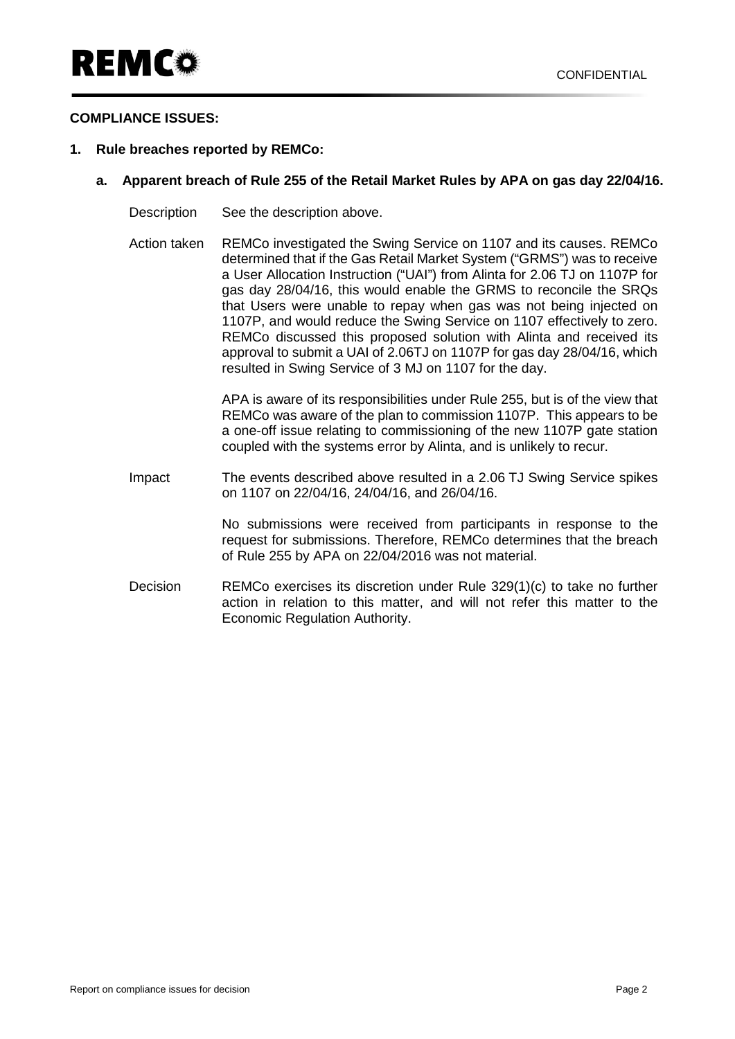**COMPLIANCE ISSUES:**

**1. Rule breaches reported by REMCo:**

**a. Apparent breach of Rule 255 of the Retail Market Rules by APA on gas day 22/04/16.**

Description See the description above.

Action taken REMCo investigated the Swing Service on 1107 and its causes. REMCo determined that if the Gas Retail Market System ("GRMS") was to receive a User Allocation Instruction ("UAI") from Alinta for 2.06 TJ on 1107P for gas day 28/04/16, this would enable the GRMS to reconcile the SRQs that Users were unable to repay when gas was not being injected on 1107P, and would reduce the Swing Service on 1107 effectively to zero. REMCo discussed this proposed solution with Alinta and received its approval to submit a UAI of 2.06TJ on 1107P for gas day 28/04/16, which resulted in Swing Service of 3 MJ on 1107 for the day.

APA is aware of its responsibilities under Rule 255, but is of the view that REMCo was aware of the plan to commission 1107P. This appears to be a one-off issue relating to commissioning of the new 1107P gate station coupled with the systems error by Alinta, and is unlikely to recur.

Impact The events described above resulted in a 2.06 TJ Swing Service spikes on 1107 on 22/04/16, 24/04/16, and 26/04/16.

No submissions were received from participants in response to the request for submissions. Therefore, REMCo determines that the breach of Rule 255 by APA on 22/04/2016 was not material.

Decision REMCo exercises its discretion under Rule 329(1)(c) to take no further action in relation to this matter, and will not refer this matter to the Economic Regulation Authority.